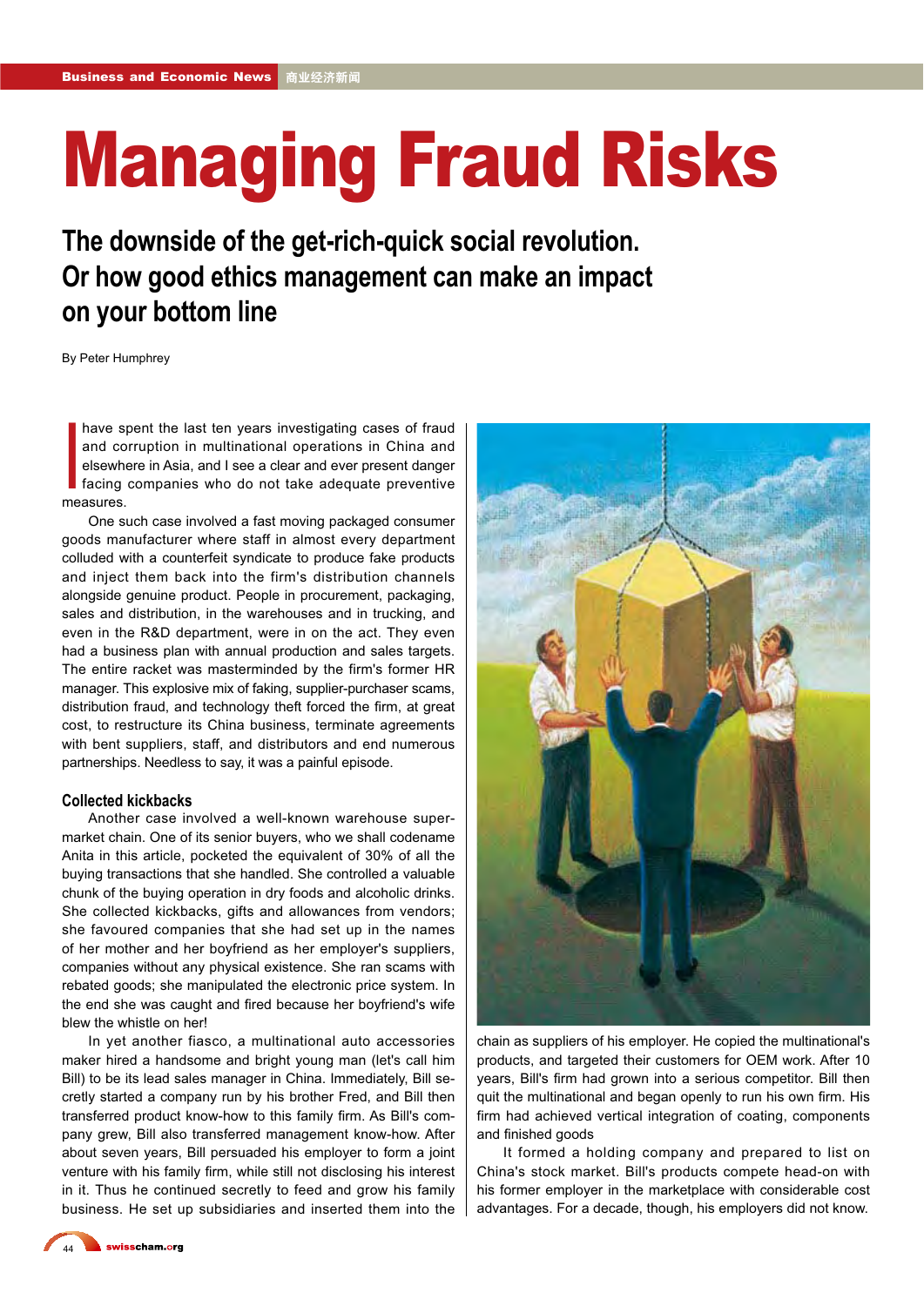# Managing Fraud Risks

## The downside of the get-rich-quick social revolution. Or how good ethics management can make an impact on your bottom line

By Peter Humphrey

I have spent the last ten years investigating cases of fraud and corruption in multinational operations in China and elsewhere in Asia, and I see a clear and ever present danger facing companies who do not take adequate preventive measures.

One such case involved a fast moving packaged consumer goods manufacturer where staff in almost every department colluded with a counterfeit syndicate to produce fake products and inject them back into the firm's distribution channels alongside genuine product. People in procurement, packaging, sales and distribution, in the warehouses and in trucking, and even in the R&D department, were in on the act. They even had a business plan with annual production and sales targets. The entire racket was masterminded by the firm's former HR manager. This explosive mix of faking, supplier-purchaser scams, distribution fraud, and technology theft forced the firm, at great cost, to restructure its China business, terminate agreements with bent suppliers, staff, and distributors and end numerous partnerships. Needless to say, it was a painful episode.

### Collected kickbacks

Another case involved a well-known warehouse supermarket chain. One of its senior buyers, who we shall codename Anita in this article, pocketed the equivalent of 30% of all the buying transactions that she handled. She controlled a valuable chunk of the buying operation in dry foods and alcoholic drinks. She collected kickbacks, gifts and allowances from vendors; she favoured companies that she had set up in the names of her mother and her boyfriend as her employer's suppliers, companies without any physical existence. She ran scams with rebated goods; she manipulated the electronic price system. In the end she was caught and fired because her boyfriend's wife blew the whistle on her!

In yet another fiasco, a multinational auto accessories maker hired a handsome and bright young man (let's call him Bill) to be its lead sales manager in China. Immediately, Bill secretly started a company run by his brother Fred, and Bill then transferred product know-how to this family firm. As Bill's company grew, Bill also transferred management know-how. After about seven years, Bill persuaded his employer to form a joint venture with his family firm, while still not disclosing his interest in it. Thus he continued secretly to feed and grow his family business. He set up subsidiaries and inserted them into the chain as suppliers of his employer. He copied the multinational's products, and targeted their customers for OEM work. After 10 years, Bill's firm had grown into a serious competitor. Bill then quit the multinational and began openly to run his own firm. His firm had achieved vertical integration of coating, components and finished goods

It formed a holding company and prepared to list on China's stock market. Bill's products compete head-on with his former employer in the marketplace with considerable cost advantages. For a decade, though, his employers did not know.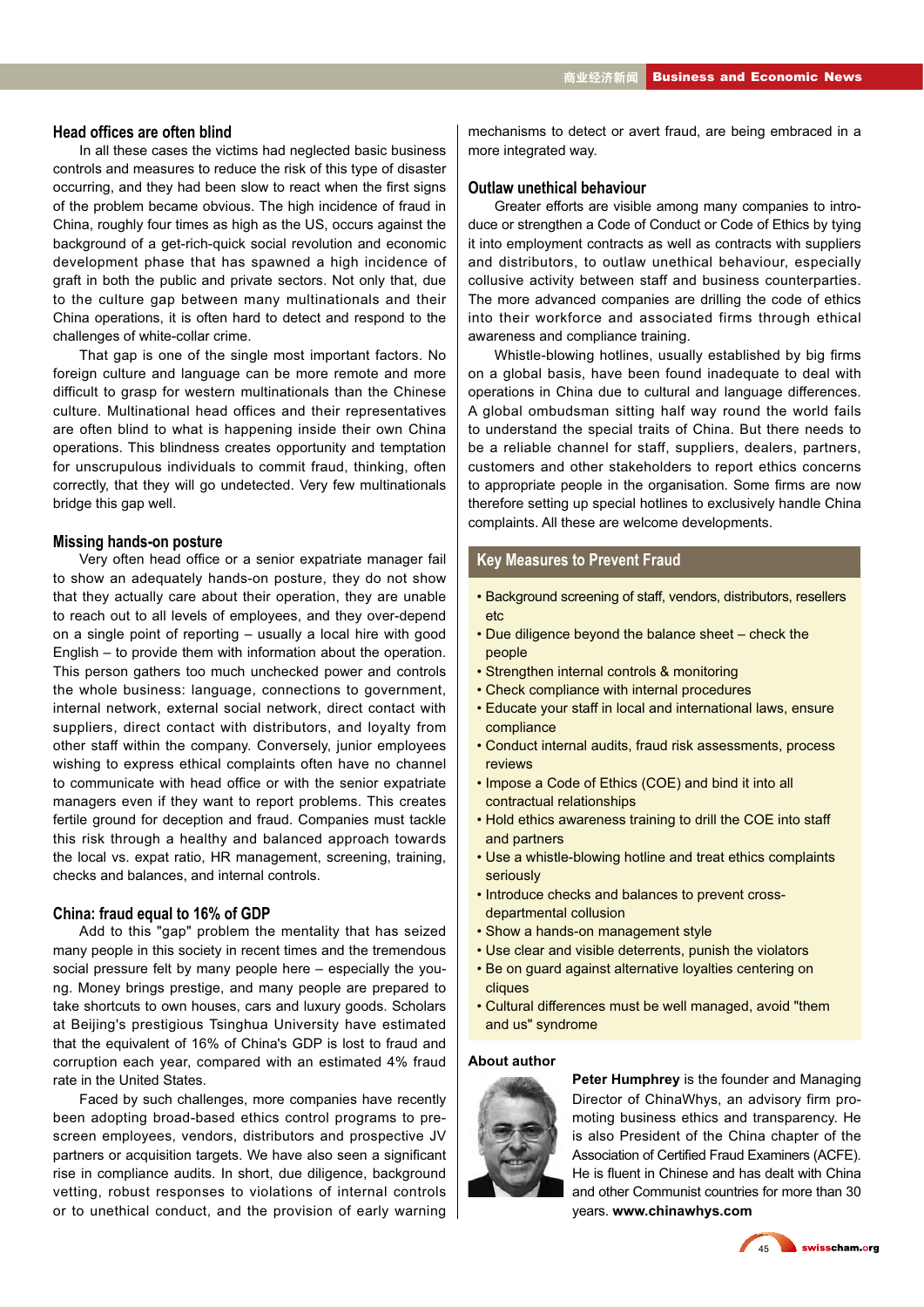## Head offices are often blind

In all these cases the victims had neglected basic business controls and measures to reduce the risk of this type of disaster occurring, and they had been slow to react when the first signs of the problem became obvious. The high incidence of fraud in China, roughly four times as high as the US, occurs against the background of a get-rich-quick social revolution and economic development phase that has spawned a high incidence of graft in both the public and private sectors. Not only that, due to the culture gap between many multinationals and their China operations, it is often hard to detect and respond to the challenges of white-collar crime.

That gap is one of the single most important factors. No foreign culture and language can be more remote and more difficult to grasp for western multinationals than the Chinese culture. Multinational head offices and their representatives are often blind to what is happening inside their own China operations. This blindness creates opportunity and temptation for unscrupulous individuals to commit fraud, thinking, often correctly, that they will go undetected. Very few multinationals bridge this gap well.

## Missing hands-on posture

Very often head office or a senior expatriate manager fail to show an adequately hands-on posture, they do not show that they actually care about their operation, they are unable to reach out to all levels of employees, and they over-depend on a single point of reporting – usually a local hire with good English – to provide them with information about the operation. This person gathers too much unchecked power and controls the whole business: language, connections to government, internal network, external social network, direct contact with suppliers, direct contact with distributors, and loyalty from other staff within the company. Conversely, junior employees wishing to express ethical complaints often have no channel to communicate with head office or with the senior expatriate managers even if they want to report problems. This creates fertile ground for deception and fraud. Companies must tackle this risk through a healthy and balanced approach towards the local vs. expat ratio, HR management, screening, training, checks and balances, and internal controls.

## China: fraud equal to 16% of GDP

Add to this "gap" problem the mentality that has seized many people in this society in recent times and the tremendous social pressure felt by many people here – especially the young. Money brings prestige, and many people are prepared to take shortcuts to own houses, cars and luxury goods. Scholars at Beijing's prestigious Tsinghua University have estimated that the equivalent of 16% of China's GDP is lost to fraud and corruption each year, compared with an estimated 4% fraud rate in the United States.

Faced by such challenges, more companies have recently been adopting broad-based ethics control programs to pre-screen employees, vendors, distributors and prospective JV partners or acquisition targets. We have also seen a significant rise in compliance audits. In short, due diligence, background vetting, robust responses to violations of internal controls or to unethical conduct, and the provision of early warning mechanisms to detect or avert fraud, are being embraced in a more integrated way.

## Outlaw unethical behaviour

Greater efforts are visible among many companies to introduce or strengthen a Code of Conduct or Code of Ethics by tying it into employment contracts as well as contracts with suppliers and distributors, to outlaw unethical behaviour, especially collusive activity between staff and business counterparties. The more advanced companies are drilling the code of ethics into their workforce and associated firms through ethical awareness and compliance training.

Whistle-blowing hotlines, usually established by big firms on a global basis, have been found inadequate to deal with operations in China due to cultural and language differences. A global ombudsman sitting half way round the world fails to understand the special traits of China. But there needs to be a reliable channel for staff, suppliers, dealers, partners, customers and other stakeholders to report ethics concerns to appropriate people in the organisation. Some firms are now therefore setting up special hotlines to exclusively handle China complaints. All these are welcome developments.

## Key Measures to Prevent Fraud

- Background screening of staff, vendors, distributors, resellers etc
- Due diligence beyond the balance sheet – check the people
- Strengthen internal controls & monitoring
- Check compliance with internal procedures
- Educate your staff in local and international laws, ensure compliance
- Conduct internal audits, fraud risk assessments, process reviews
- Impose a Code of Ethics (COE) and bind it into all contractual relationships
- Hold ethics awareness training to drill the COE into staff and partners
- Use a whistle-blowing hotline and treat ethics complaints seriously
- Introduce checks and balances to prevent cross-departmental collusion
- Show a hands-on management style
- Use clear and visible deterrents, punish the violators
- Be on guard against alternative loyalties centering on cliques
- Cultural differences must be well managed, avoid "them and us" syndrome

### About author

**Peter Humphrey** is the founder and Managing Director of ChinaWhys, an advisory firm promoting business ethics and transparency. He is also President of the China chapter of the Association of Certified Fraud Examiners (ACFE). He is fluent in Chinese and has dealt with China and other Communist countries for more than 30 years. **www.chinawhys.com**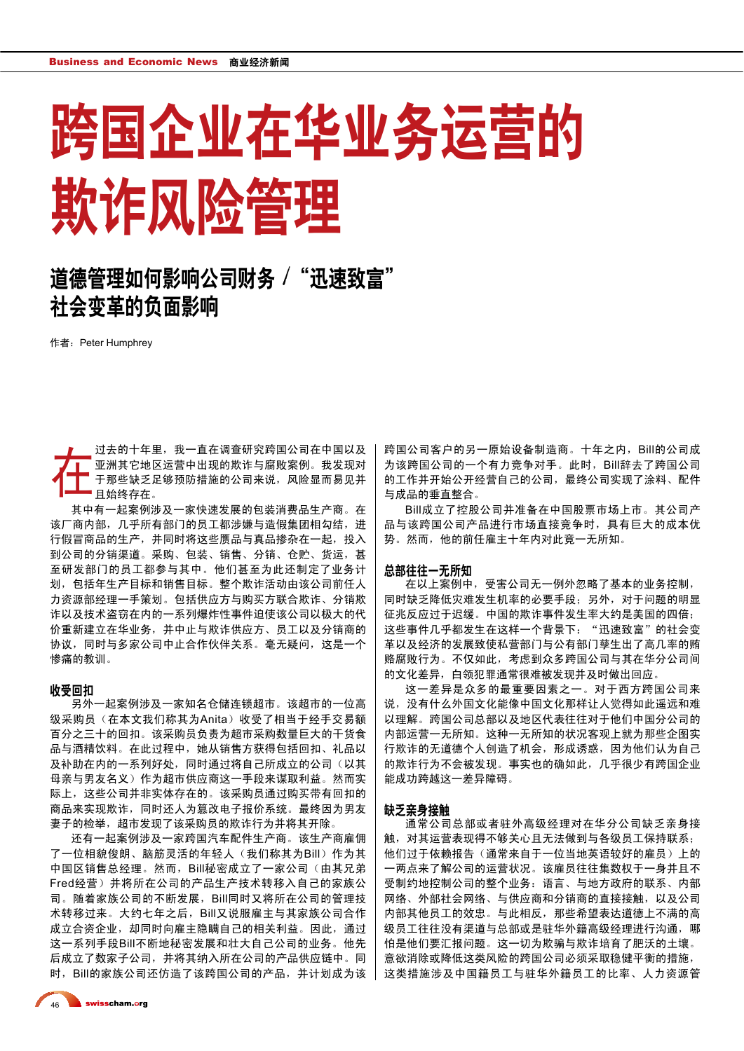# 跨国企业在华业务运营的欺诈风险管理

## 道德管理如何影响公司财务／“迅速致富”社会变革的负面影响

作者：Peter Humphrey

在过去的十年里，我一直在调查研究跨国公司在中国以及亚洲其它地区运营中出现的欺诈与腐败案例。我发现对于那些缺乏足够预防措施的公司来说，风险显而易见并且始终存在。

其中有一起案例涉及一家快速发展的包装消费品生产商。在该厂商内部，几乎所有部门的员工都涉嫌与造假集团相勾结，进行假冒商品的生产，并同时将这些赝品与真品掺杂在一起，投入到公司的分销渠道。采购、包装、销售、分销、仓贮、货运，甚至研发部门的员工都参与其中。他们甚至为此还制定了业务计划，包括年生产目标和销售目标。整个欺诈活动由该公司前任人力资源部经理一手策划。包括供应方与购买方联合欺诈、分销欺诈以及技术盗窃在内的一系列爆炸性事件迫使该公司以极大的代价重新建立在华业务，并中止与欺诈供应方、员工以及分销商的协议，同时与多家公司中止合作伙伴关系。毫无疑问，这是一个惨痛的教训。

### 收受回扣

另外一起案例涉及一家知名仓储连锁超市。该超市的一位高级采购员（在本文我们称其为Anita）收受了相当于经手交易额百分之三十的回扣。该采购员负责为超市采购数量巨大的干货食品与酒精饮料。在此过程中，她从销售方获得包括回扣、礼品以及补助在内的一系列好处，同时通过将自己所成立的公司（以其母亲与男友名义）作为超市供应商这一手段来谋取利益。然而实际上，这些公司并非实体存在的。该采购员通过购买带有回扣的商品来实现欺诈，同时还入为篡改电子报价系统。最终因为男友妻子的检举，超市发现了该采购员的欺诈行为并将其开除。

还有一起案例涉及一家跨国汽车配件生产商。该生产商雇佣了一位相貌俊朗、脑筋灵活的年轻人（我们称其为Bill）作为其中国区销售总经理。然而，Bill秘密成立了一家公司（由其兄弟Fred经营）并将所在公司的产品生产技术转移入自己的家族公司。随着家族公司的不断发展，Bill同时又将所在公司的管理技术转移过来。大约七年之后，Bill又说服雇主与其家族公司合作成立合资企业，却同时向雇主隐瞒自己的相关利益。因此，通过这一系列手段Bill不断地秘密发展和壮大自己公司的业务。他先后成立了数家子公司，并将其纳入所在公司的产品供应链中。同时，Bill的家族公司还仿造了该跨国公司的产品，并计划成为该跨国公司客户的另一原始设备制造商。十年之内，Bill的公司成为该跨国公司的一个有力竞争对手。此时，Bill辞去了跨国公司的工作并开始公开经营自己的公司，最终公司实现了涂料、配件与成品的垂直整合。

Bill成立了控股公司并准备在中国股票市场上市。其公司产品与该跨国公司产品进行市场直接竞争时，具有巨大的成本优势。然而，他的前任雇主十年内对此竟一无所知。

### 总部往往一无所知

在以上案例中，受害公司无一例外忽略了基本的业务控制，同时缺乏降低灾难发生机率的必要手段；另外，对于问题的明显征兆反应过于迟缓。中国的欺诈事件发生率大约是美国的四倍；这些事件几乎都发生在这样一个背景下：“迅速致富”的社会变革以及经济的发展致使私营部门与公有部门孳生出了高几率的贿赂腐败行为。不仅如此，考虑到众多跨国公司与其在华分公司间的文化差异，白领犯罪通常很难被发现并及时做出回应。

这一差异是众多的最重要因素之一。对于西方跨国公司来说，没有什么外国文化能像中国文化那样让人觉得如此遥远和难以理解。跨国公司总部以及地区代表往往对于他们中国分公司的内部运营一无所知。这种一无所知的状况客观上就为那些企图实行欺诈的无道德个人创造了机会，形成诱惑，因为他们认为自己的欺诈行为不会被发现。事实也的确如此，几乎很少有跨国企业能成功跨越这一差异障碍。

### 缺乏亲身接触

通常公司总部或者驻外高级经理对在华分公司缺乏亲身接触，对其运营表现得不够关心且无法做到与各级员工保持联系；他们过于依赖报告（通常来自于一位当地英语较好的雇员）上的一两点来了解公司的运营状况。该雇员往往集数权于一身并且不受制约地控制公司的整个业务：语言、与地方政府的联系、内部网络、外部社会网络、与供应商和分销商的直接接触，以及公司内部其他员工的忠心。与此相反，那些希望表达道德上不满的高级员工往往没有渠道与总部或是驻华外籍高级经理进行沟通，哪怕是他们要汇报问题。这一切为欺骗与欺诈培育了肥沃的土壤。意欲消除或降低这类风险的跨国公司必须采取稳健平衡的措施，这类措施涉及中国籍员工与驻华外籍员工的比率、人力资源管